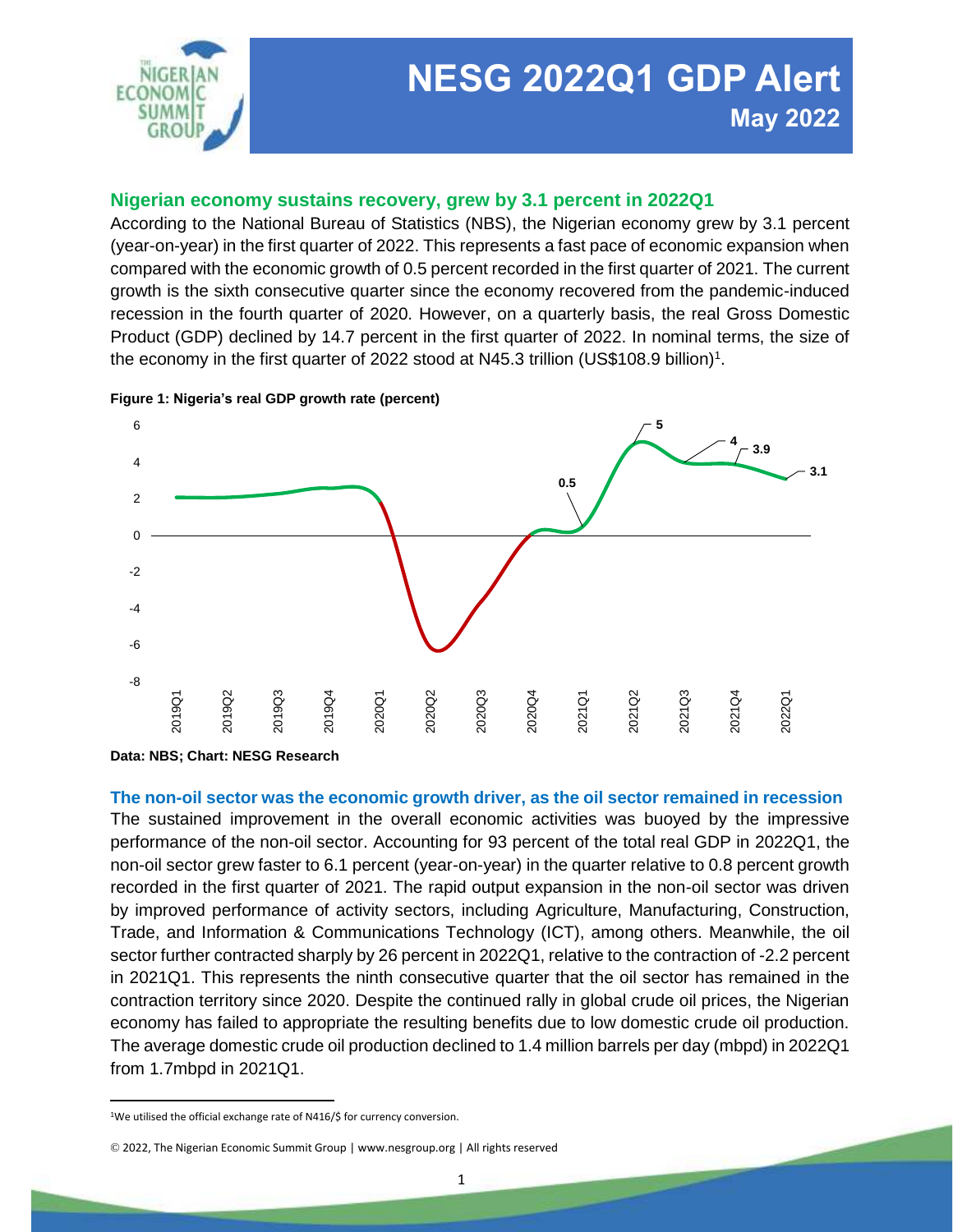# NESG 2022Q1 GDP Alert

**May 2022**

## Nigerian economy sustains recovery, grew by 3.1 percent in 2022Q1

According to the National Bureau of Statistics (NBS), the Nigerian economy grew by 3.1 percent (year-on-year) in the first quarter of 2022. This represents a fast pace of economic expansion when compared with the economic growth of 0.5 percent recorded in the first quarter of 2021. The current growth is the sixth consecutive quarter since the economy recovered from the pandemic-induced recession in the fourth quarter of 2020. However, on a quarterly basis, the real Gross Domestic Product (GDP) declined by 14.7 percent in the first quarter of 2022. In nominal terms, the size of the economy in the first quarter of 2022 stood at N45.3 trillion (US$108.9 billion)[1].

**Figure 1: Nigeria's real GDP growth rate (percent)**

**Data: NBS; Chart: NESG Research**

## The non-oil sector was the economic growth driver, as the oil sector remained in recession

The sustained improvement in the overall economic activities was buoyed by the impressive performance of the non-oil sector. Accounting for 93 percent of the total real GDP in 2022Q1, the non-oil sector grew faster to 6.1 percent (year-on-year) in the quarter relative to 0.8 percent growth recorded in the first quarter of 2021. The rapid output expansion in the non-oil sector was driven by improved performance of activity sectors, including Agriculture, Manufacturing, Construction, Trade, and Information & Communications Technology (ICT), among others. Meanwhile, the oil sector further contracted sharply by 26 percent in 2022Q1, relative to the contraction of -2.2 percent in 2021Q1. This represents the ninth consecutive quarter that the oil sector has remained in the contraction territory since 2020. Despite the continued rally in global crude oil prices, the Nigerian economy has failed to appropriate the resulting benefits due to low domestic crude oil production. The average domestic crude oil production declined to 1.4 million barrels per day (mbpd) in 2022Q1 from 1.7mbpd in 2021Q1.

---

[1] We utilised the official exchange rate of N416/$ for currency conversion.

© 2022, The Nigerian Economic Summit Group | www.nesgroup.org | All rights reserved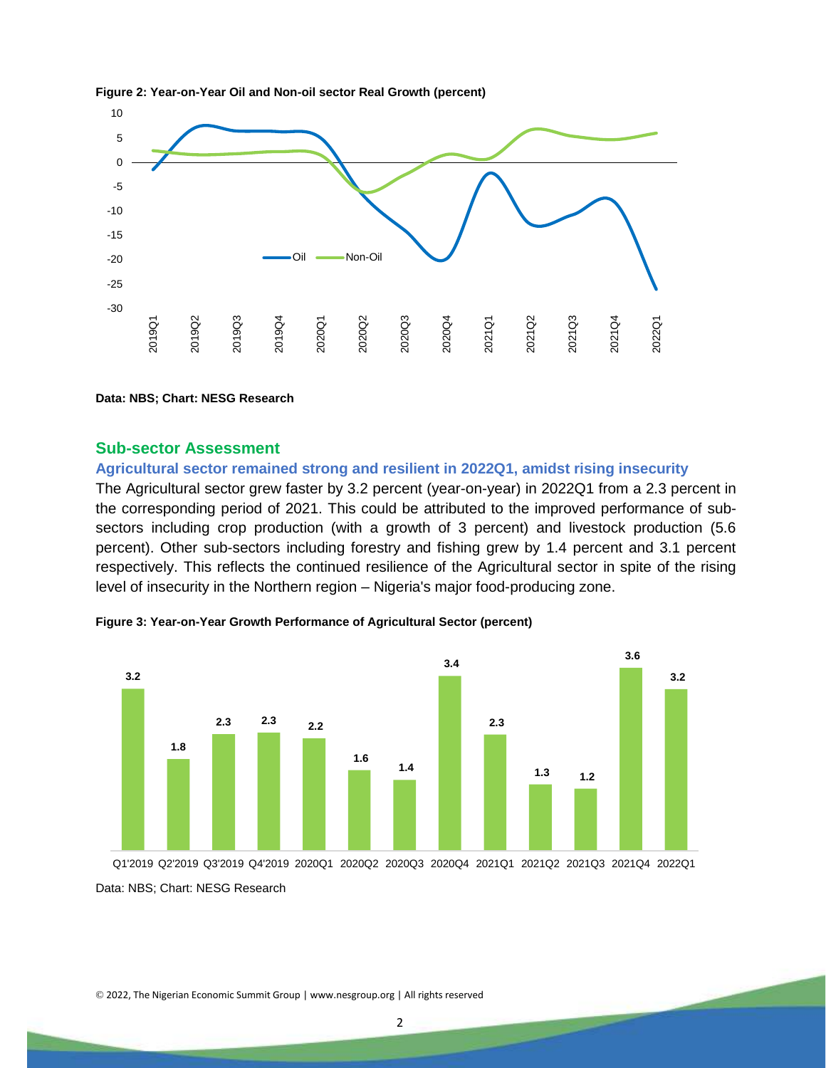**Figure 2: Year-on-Year Oil and Non-oil sector Real Growth (percent)**

**Data: NBS; Chart: NESG Research**

## Sub-sector Assessment

### Agricultural sector remained strong and resilient in 2022Q1, amidst rising insecurity

The Agricultural sector grew faster by 3.2 percent (year-on-year) in 2022Q1 from a 2.3 percent in the corresponding period of 2021. This could be attributed to the improved performance of sub-sectors including crop production (with a growth of 3 percent) and livestock production (5.6 percent). Other sub-sectors including forestry and fishing grew by 1.4 percent and 3.1 percent respectively. This reflects the continued resilience of the Agricultural sector in spite of the rising level of insecurity in the Northern region – Nigeria's major food-producing zone.

**Figure 3: Year-on-Year Growth Performance of Agricultural Sector (percent)**

| Q1'2019 | Q2'2019 | Q3'2019 | Q4'2019 | 2020Q1 | 2020Q2 | 2020Q3 | 2020Q4 | 2021Q1 | 2021Q2 | 2021Q3 | 2021Q4 | 2022Q1 |
|---|---|---|---|---|---|---|---|---|---|---|---|---|
| 3.2 | 1.8 | 2.3 | 2.3 | 2.2 | 1.6 | 1.4 | 3.4 | 2.3 | 1.3 | 1.2 | 3.6 | 3.2 |

Data: NBS; Chart: NESG Research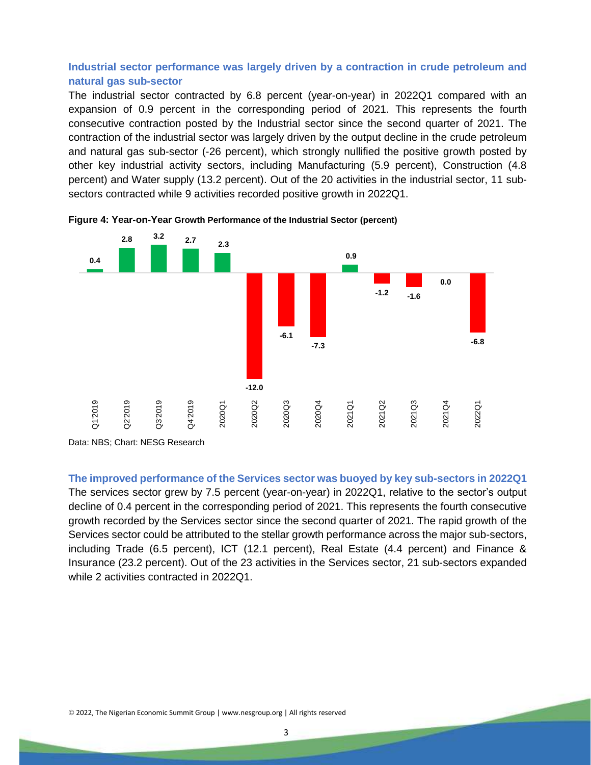### Industrial sector performance was largely driven by a contraction in crude petroleum and natural gas sub-sector

The industrial sector contracted by 6.8 percent (year-on-year) in 2022Q1 compared with an expansion of 0.9 percent in the corresponding period of 2021. This represents the fourth consecutive contraction posted by the Industrial sector since the second quarter of 2021. The contraction of the industrial sector was largely driven by the output decline in the crude petroleum and natural gas sub-sector (-26 percent), which strongly nullified the positive growth posted by other key industrial activity sectors, including Manufacturing (5.9 percent), Construction (4.8 percent) and Water supply (13.2 percent). Out of the 20 activities in the industrial sector, 11 sub-sectors contracted while 9 activities recorded positive growth in 2022Q1.

**Figure 4: Year-on-Year Growth Performance of the Industrial Sector (percent)**

| Period | Growth (%) |
|---|---|
| Q1'2019 | 0.4 |
| Q2'2019 | 2.8 |
| Q3'2019 | 3.2 |
| Q4'2019 | 2.7 |
| 2020Q1 | 2.3 |
| 2020Q2 | -12.0 |
| 2020Q3 | -6.1 |
| 2020Q4 | -7.3 |
| 2021Q1 | 0.9 |
| 2021Q2 | -1.2 |
| 2021Q3 | -1.6 |
| 2021Q4 | 0.0 |
| 2022Q1 | -6.8 |

Data: NBS; Chart: NESG Research

### The improved performance of the Services sector was buoyed by key sub-sectors in 2022Q1

The services sector grew by 7.5 percent (year-on-year) in 2022Q1, relative to the sector's output decline of 0.4 percent in the corresponding period of 2021. This represents the fourth consecutive growth recorded by the Services sector since the second quarter of 2021. The rapid growth of the Services sector could be attributed to the stellar growth performance across the major sub-sectors, including Trade (6.5 percent), ICT (12.1 percent), Real Estate (4.4 percent) and Finance & Insurance (23.2 percent). Out of the 23 activities in the Services sector, 21 sub-sectors expanded while 2 activities contracted in 2022Q1.

© 2022, The Nigerian Economic Summit Group | www.nesgroup.org | All rights reserved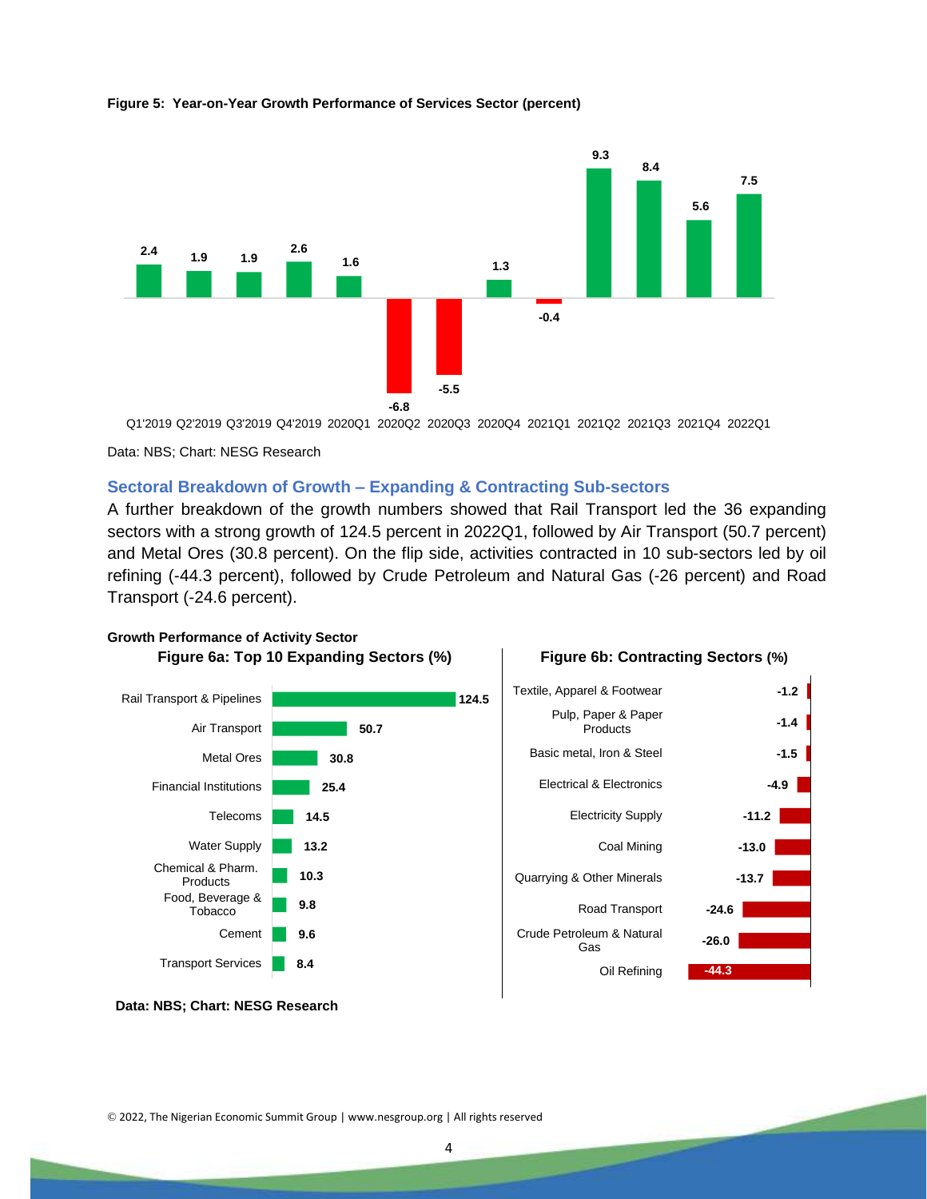**Figure 5: Year-on-Year Growth Performance of Services Sector (percent)**

| Period | Growth (%) |
|---|---|
| Q1'2019 | 2.4 |
| Q2'2019 | 1.9 |
| Q3'2019 | 1.9 |
| Q4'2019 | 2.6 |
| 2020Q1 | 1.6 |
| 2020Q2 | -6.8 |
| 2020Q3 | -5.5 |
| 2020Q4 | 1.3 |
| 2021Q1 | -0.4 |
| 2021Q2 | 9.3 |
| 2021Q3 | 8.4 |
| 2021Q4 | 5.6 |
| 2022Q1 | 7.5 |

Data: NBS; Chart: NESG Research

## Sectoral Breakdown of Growth – Expanding & Contracting Sub-sectors

A further breakdown of the growth numbers showed that Rail Transport led the 36 expanding sectors with a strong growth of 124.5 percent in 2022Q1, followed by Air Transport (50.7 percent) and Metal Ores (30.8 percent). On the flip side, activities contracted in 10 sub-sectors led by oil refining (-44.3 percent), followed by Crude Petroleum and Natural Gas (-26 percent) and Road Transport (-24.6 percent).

**Growth Performance of Activity Sector**

**Figure 6a: Top 10 Expanding Sectors (%)**

| Sector | Growth (%) |
|---|---|
| Rail Transport & Pipelines | 124.5 |
| Air Transport | 50.7 |
| Metal Ores | 30.8 |
| Financial Institutions | 25.4 |
| Telecoms | 14.5 |
| Water Supply | 13.2 |
| Chemical & Pharm. Products | 10.3 |
| Food, Beverage & Tobacco | 9.8 |
| Cement | 9.6 |
| Transport Services | 8.4 |

**Figure 6b: Contracting Sectors (%)**

| Sector | Growth (%) |
|---|---|
| Textile, Apparel & Footwear | -1.2 |
| Pulp, Paper & Paper Products | -1.4 |
| Basic metal, Iron & Steel | -1.5 |
| Electrical & Electronics | -4.9 |
| Electricity Supply | -11.2 |
| Coal Mining | -13.0 |
| Quarrying & Other Minerals | -13.7 |
| Road Transport | -24.6 |
| Crude Petroleum & Natural Gas | -26.0 |
| Oil Refining | -44.3 |

**Data: NBS; Chart: NESG Research**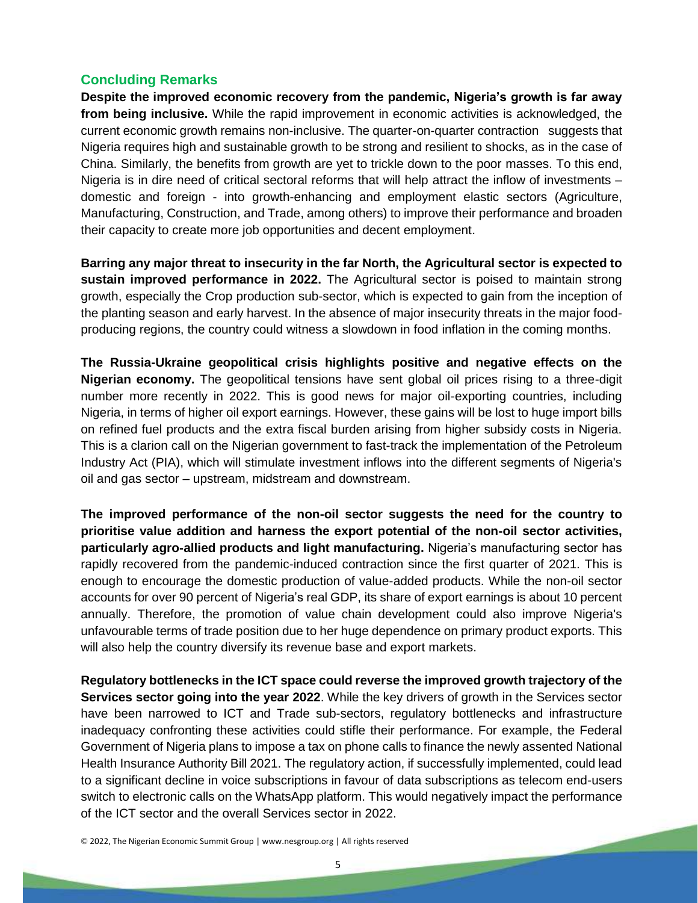## Concluding Remarks

**Despite the improved economic recovery from the pandemic, Nigeria's growth is far away from being inclusive.** While the rapid improvement in economic activities is acknowledged, the current economic growth remains non-inclusive. The quarter-on-quarter contraction suggests that Nigeria requires high and sustainable growth to be strong and resilient to shocks, as in the case of China. Similarly, the benefits from growth are yet to trickle down to the poor masses. To this end, Nigeria is in dire need of critical sectoral reforms that will help attract the inflow of investments – domestic and foreign - into growth-enhancing and employment elastic sectors (Agriculture, Manufacturing, Construction, and Trade, among others) to improve their performance and broaden their capacity to create more job opportunities and decent employment.

**Barring any major threat to insecurity in the far North, the Agricultural sector is expected to sustain improved performance in 2022.** The Agricultural sector is poised to maintain strong growth, especially the Crop production sub-sector, which is expected to gain from the inception of the planting season and early harvest. In the absence of major insecurity threats in the major food-producing regions, the country could witness a slowdown in food inflation in the coming months.

**The Russia-Ukraine geopolitical crisis highlights positive and negative effects on the Nigerian economy.** The geopolitical tensions have sent global oil prices rising to a three-digit number more recently in 2022. This is good news for major oil-exporting countries, including Nigeria, in terms of higher oil export earnings. However, these gains will be lost to huge import bills on refined fuel products and the extra fiscal burden arising from higher subsidy costs in Nigeria. This is a clarion call on the Nigerian government to fast-track the implementation of the Petroleum Industry Act (PIA), which will stimulate investment inflows into the different segments of Nigeria's oil and gas sector – upstream, midstream and downstream.

**The improved performance of the non-oil sector suggests the need for the country to prioritise value addition and harness the export potential of the non-oil sector activities, particularly agro-allied products and light manufacturing.** Nigeria's manufacturing sector has rapidly recovered from the pandemic-induced contraction since the first quarter of 2021. This is enough to encourage the domestic production of value-added products. While the non-oil sector accounts for over 90 percent of Nigeria's real GDP, its share of export earnings is about 10 percent annually. Therefore, the promotion of value chain development could also improve Nigeria's unfavourable terms of trade position due to her huge dependence on primary product exports. This will also help the country diversify its revenue base and export markets.

**Regulatory bottlenecks in the ICT space could reverse the improved growth trajectory of the Services sector going into the year 2022**. While the key drivers of growth in the Services sector have been narrowed to ICT and Trade sub-sectors, regulatory bottlenecks and infrastructure inadequacy confronting these activities could stifle their performance. For example, the Federal Government of Nigeria plans to impose a tax on phone calls to finance the newly assented National Health Insurance Authority Bill 2021. The regulatory action, if successfully implemented, could lead to a significant decline in voice subscriptions in favour of data subscriptions as telecom end-users switch to electronic calls on the WhatsApp platform. This would negatively impact the performance of the ICT sector and the overall Services sector in 2022.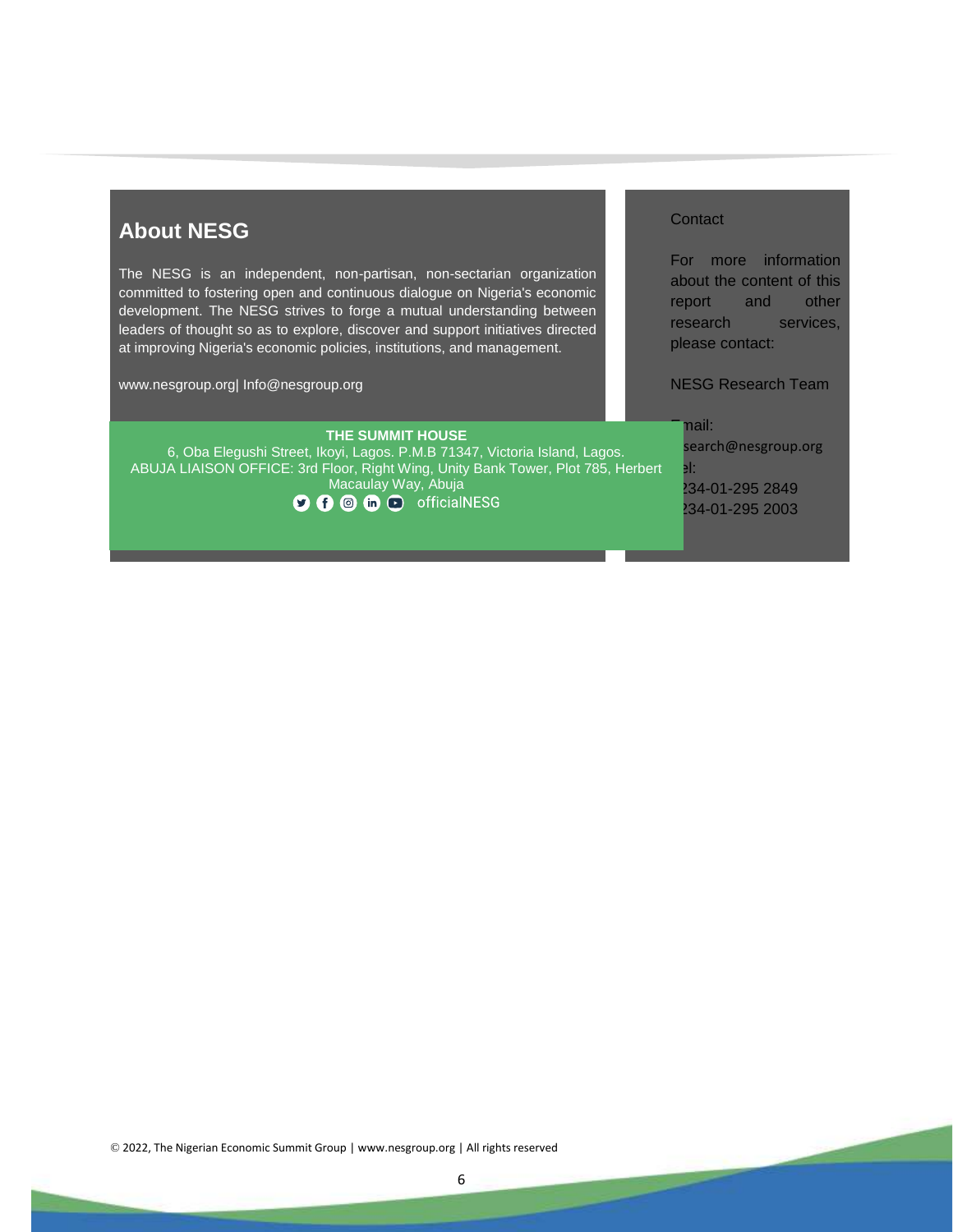## About NESG

The NESG is an independent, non-partisan, non-sectarian organization committed to fostering open and continuous dialogue on Nigeria's economic development. The NESG strives to forge a mutual understanding between leaders of thought so as to explore, discover and support initiatives directed at improving Nigeria's economic policies, institutions, and management.

www.nesgroup.org| Info@nesgroup.org

**THE SUMMIT HOUSE**

6, Oba Elegushi Street, Ikoyi, Lagos. P.M.B 71347, Victoria Island, Lagos.
ABUJA LIAISON OFFICE: 3rd Floor, Right Wing, Unity Bank Tower, Plot 785, Herbert Macaulay Way, Abuja

officialNESG

Contact

For more information about the content of this report and other research services, please contact:

NESG Research Team

Email:
search@nesgroup.org

el:
34-01-295 2849
34-01-295 2003

© 2022, The Nigerian Economic Summit Group | www.nesgroup.org | All rights reserved